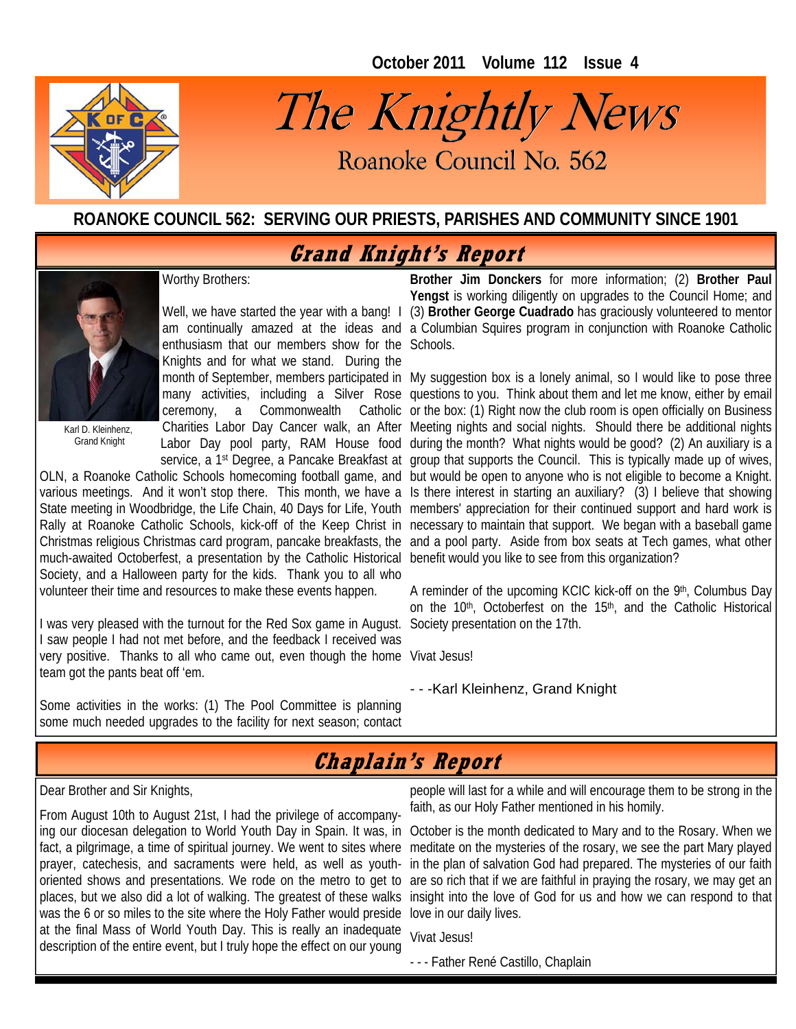October 2011 Volume 112 Issue 4

# The Knightly News

Roanoke Council No. 562

**ROANOKE COUNCIL 562: SERVING OUR PRIESTS, PARISHES AND COMMUNITY SINCE 1901**

## Grand Knight's Report

Karl D. Kleinhenz, Grand Knight

Worthy Brothers:

Well, we have started the year with a bang! I am continually amazed at the ideas and enthusiasm that our members show for the Knights and for what we stand. During the month of September, members participated in many activities, including a Silver Rose ceremony, a Commonwealth Catholic Charities Labor Day Cancer walk, an After Labor Day pool party, RAM House food service, a 1st Degree, a Pancake Breakfast at OLN, a Roanoke Catholic Schools homecoming football game, and various meetings. And it won't stop there. This month, we have a State meeting in Woodbridge, the Life Chain, 40 Days for Life, Youth Rally at Roanoke Catholic Schools, kick-off of the Keep Christ in Christmas religious Christmas card program, pancake breakfasts, the much-awaited Octoberfest, a presentation by the Catholic Historical Society, and a Halloween party for the kids. Thank you to all who volunteer their time and resources to make these events happen.

I was very pleased with the turnout for the Red Sox game in August. I saw people I had not met before, and the feedback I received was very positive. Thanks to all who came out, even though the home team got the pants beat off 'em.

Some activities in the works: (1) The Pool Committee is planning some much needed upgrades to the facility for next season; contact **Brother Jim Donckers** for more information; (2) **Brother Paul Yengst** is working diligently on upgrades to the Council Home; and (3) **Brother George Cuadrado** has graciously volunteered to mentor a Columbian Squires program in conjunction with Roanoke Catholic Schools.

My suggestion box is a lonely animal, so I would like to pose three questions to you. Think about them and let me know, either by email or the box: (1) Right now the club room is open officially on Business Meeting nights and social nights. Should there be additional nights during the month? What nights would be good? (2) An auxiliary is a group that supports the Council. This is typically made up of wives, but would be open to anyone who is not eligible to become a Knight. Is there interest in starting an auxiliary? (3) I believe that showing members' appreciation for their continued support and hard work is necessary to maintain that support. We began with a baseball game and a pool party. Aside from box seats at Tech games, what other benefit would you like to see from this organization?

A reminder of the upcoming KCIC kick-off on the 9th, Columbus Day on the 10th, Octoberfest on the 15th, and the Catholic Historical Society presentation on the 17th.

Vivat Jesus!

- - -Karl Kleinhenz, Grand Knight

## Chaplain's Report

Dear Brother and Sir Knights,

From August 10th to August 21st, I had the privilege of accompanying our diocesan delegation to World Youth Day in Spain. It was, in fact, a pilgrimage, a time of spiritual journey. We went to sites where prayer, catechesis, and sacraments were held, as well as youth-oriented shows and presentations. We rode on the metro to get to places, but we also did a lot of walking. The greatest of these walks was the 6 or so miles to the site where the Holy Father would preside at the final Mass of World Youth Day. This is really an inadequate description of the entire event, but I truly hope the effect on our young people will last for a while and will encourage them to be strong in the faith, as our Holy Father mentioned in his homily.

October is the month dedicated to Mary and to the Rosary. When we meditate on the mysteries of the rosary, we see the part Mary played in the plan of salvation God had prepared. The mysteries of our faith are so rich that if we are faithful in praying the rosary, we may get an insight into the love of God for us and how we can respond to that love in our daily lives.

Vivat Jesus!

- - - Father René Castillo, Chaplain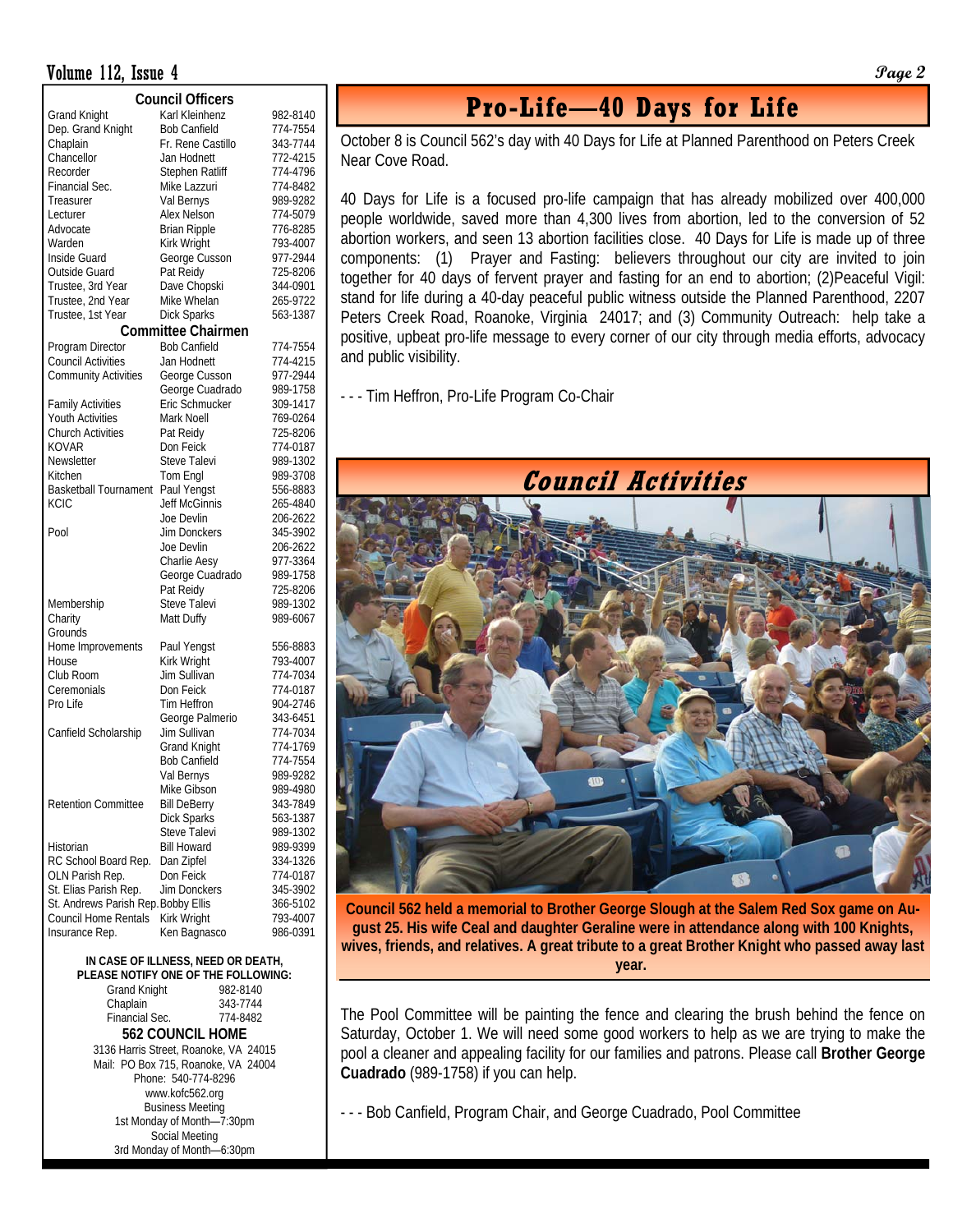## Council Officers

| | | |
|---|---|---|
| Grand Knight | Karl Kleinhenz | 982-8140 |
| Dep. Grand Knight | Bob Canfield | 774-7554 |
| Chaplain | Fr. Rene Castillo | 343-7744 |
| Chancellor | Jan Hodnett | 772-4215 |
| Recorder | Stephen Ratliff | 774-4796 |
| Financial Sec. | Mike Lazzuri | 774-8482 |
| Treasurer | Val Bernys | 989-9282 |
| Lecturer | Alex Nelson | 774-5079 |
| Advocate | Brian Ripple | 776-8285 |
| Warden | Kirk Wright | 793-4007 |
| Inside Guard | George Cusson | 977-2944 |
| Outside Guard | Pat Reidy | 725-8206 |
| Trustee, 3rd Year | Dave Chopski | 344-0901 |
| Trustee, 2nd Year | Mike Whelan | 265-9722 |
| Trustee, 1st Year | Dick Sparks | 563-1387 |

## Committee Chairmen

| | | |
|---|---|---|
| Program Director | Bob Canfield | 774-7554 |
| Council Activities | Jan Hodnett | 774-4215 |
| Community Activities | George Cusson | 977-2944 |
| | George Cuadrado | 989-1758 |
| Family Activities | Eric Schmucker | 309-1417 |
| Youth Activities | Mark Noell | 769-0264 |
| Church Activities | Pat Reidy | 725-8206 |
| KOVAR | Don Feick | 774-0187 |
| Newsletter | Steve Talevi | 989-1302 |
| Kitchen | Tom Engl | 989-3708 |
| Basketball Tournament | Paul Yengst | 556-8883 |
| KCIC | Jeff McGinnis | 265-4840 |
| | Joe Devlin | 206-2622 |
| Pool | Jim Donckers | 345-3902 |
| | Joe Devlin | 206-2622 |
| | Charlie Aesy | 977-3364 |
| | George Cuadrado | 989-1758 |
| | Pat Reidy | 725-8206 |
| Membership | Steve Talevi | 989-1302 |
| Charity | Matt Duffy | 989-6067 |
| Grounds | | |
| Home Improvements | Paul Yengst | 556-8883 |
| House | Kirk Wright | 793-4007 |
| Club Room | Jim Sullivan | 774-7034 |
| Ceremonials | Don Feick | 774-0187 |
| Pro Life | Tim Heffron | 904-2746 |
| | George Palmerio | 343-6451 |
| Canfield Scholarship | Jim Sullivan | 774-7034 |
| | Grand Knight | 774-1769 |
| | Bob Canfield | 774-7554 |
| | Val Bernys | 989-9282 |
| | Mike Gibson | 989-4980 |
| Retention Committee | Bill DeBerry | 343-7849 |
| | Dick Sparks | 563-1387 |
| | Steve Talevi | 989-1302 |
| Historian | Bill Howard | 989-9399 |
| RC School Board Rep. | Dan Zipfel | 334-1326 |
| OLN Parish Rep. | Don Feick | 774-0187 |
| St. Elias Parish Rep. | Jim Donckers | 345-3902 |
| St. Andrews Parish Rep. | Bobby Ellis | 366-5102 |
| Council Home Rentals | Kirk Wright | 793-4007 |
| Insurance Rep. | Ken Bagnasco | 986-0391 |

**IN CASE OF ILLNESS, NEED OR DEATH, PLEASE NOTIFY ONE OF THE FOLLOWING:**

| | |
|---|---|
| Grand Knight | 982-8140 |
| Chaplain | 343-7744 |
| Financial Sec. | 774-8482 |

**562 COUNCIL HOME**

3136 Harris Street, Roanoke, VA 24015
Mail: PO Box 715, Roanoke, VA 24004
Phone: 540-774-8296
www.kofc562.org
Business Meeting
1st Monday of Month—7:30pm
Social Meeting
3rd Monday of Month—6:30pm

# Pro-Life—40 Days for Life

October 8 is Council 562's day with 40 Days for Life at Planned Parenthood on Peters Creek Near Cove Road.

40 Days for Life is a focused pro-life campaign that has already mobilized over 400,000 people worldwide, saved more than 4,300 lives from abortion, led to the conversion of 52 abortion workers, and seen 13 abortion facilities close. 40 Days for Life is made up of three components: (1) Prayer and Fasting: believers throughout our city are invited to join together for 40 days of fervent prayer and fasting for an end to abortion; (2)Peaceful Vigil: stand for life during a 40-day peaceful public witness outside the Planned Parenthood, 2207 Peters Creek Road, Roanoke, Virginia 24017; and (3) Community Outreach: help take a positive, upbeat pro-life message to every corner of our city through media efforts, advocacy and public visibility.

- - - Tim Heffron, Pro-Life Program Co-Chair

# Council Activities

**Council 562 held a memorial to Brother George Slough at the Salem Red Sox game on August 25. His wife Ceal and daughter Geraline were in attendance along with 100 Knights, wives, friends, and relatives. A great tribute to a great Brother Knight who passed away last year.**

The Pool Committee will be painting the fence and clearing the brush behind the fence on Saturday, October 1. We will need some good workers to help as we are trying to make the pool a cleaner and appealing facility for our families and patrons. Please call **Brother George Cuadrado** (989-1758) if you can help.

- - - Bob Canfield, Program Chair, and George Cuadrado, Pool Committee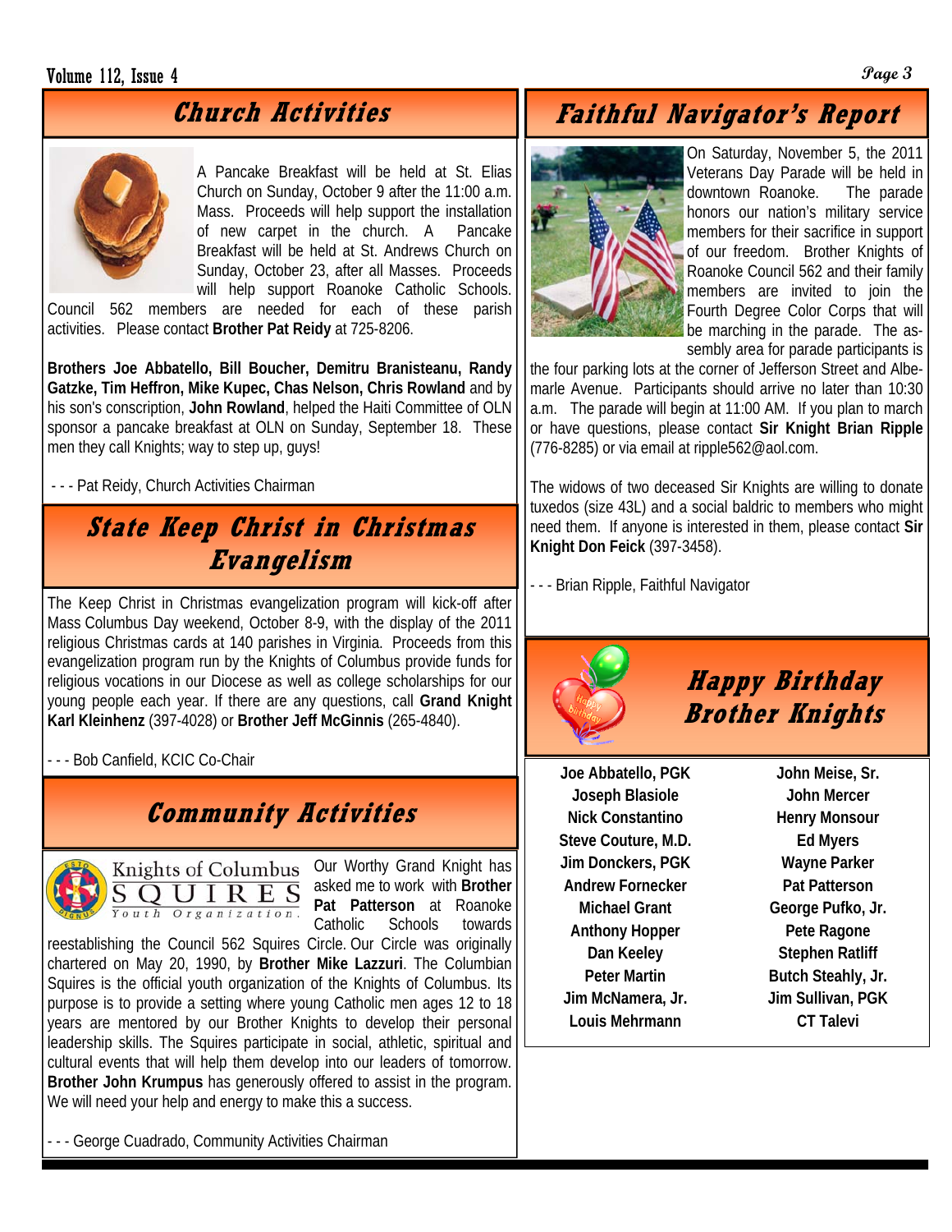## Church Activities

A Pancake Breakfast will be held at St. Elias Church on Sunday, October 9 after the 11:00 a.m. Mass. Proceeds will help support the installation of new carpet in the church. A Pancake Breakfast will be held at St. Andrews Church on Sunday, October 23, after all Masses. Proceeds will help support Roanoke Catholic Schools. Council 562 members are needed for each of these parish activities. Please contact **Brother Pat Reidy** at 725-8206.

**Brothers Joe Abbatello, Bill Boucher, Demitru Branisteanu, Randy Gatzke, Tim Heffron, Mike Kupec, Chas Nelson, Chris Rowland** and by his son's conscription, **John Rowland**, helped the Haiti Committee of OLN sponsor a pancake breakfast at OLN on Sunday, September 18. These men they call Knights; way to step up, guys!

- - - Pat Reidy, Church Activities Chairman

## State Keep Christ in Christmas Evangelism

The Keep Christ in Christmas evangelization program will kick-off after Mass Columbus Day weekend, October 8-9, with the display of the 2011 religious Christmas cards at 140 parishes in Virginia. Proceeds from this evangelization program run by the Knights of Columbus provide funds for religious vocations in our Diocese as well as college scholarships for our young people each year. If there are any questions, call **Grand Knight Karl Kleinhenz** (397-4028) or **Brother Jeff McGinnis** (265-4840).

- - - Bob Canfield, KCIC Co-Chair

## Community Activities

Knights of Columbus SQUIRES Youth Organization

Our Worthy Grand Knight has asked me to work with **Brother Pat Patterson** at Roanoke Catholic Schools towards reestablishing the Council 562 Squires Circle. Our Circle was originally chartered on May 20, 1990, by **Brother Mike Lazzuri**. The Columbian Squires is the official youth organization of the Knights of Columbus. Its purpose is to provide a setting where young Catholic men ages 12 to 18 years are mentored by our Brother Knights to develop their personal leadership skills. The Squires participate in social, athletic, spiritual and cultural events that will help them develop into our leaders of tomorrow. **Brother John Krumpus** has generously offered to assist in the program. We will need your help and energy to make this a success.

- - - George Cuadrado, Community Activities Chairman

## Faithful Navigator's Report

On Saturday, November 5, the 2011 Veterans Day Parade will be held in downtown Roanoke. The parade honors our nation's military service members for their sacrifice in support of our freedom. Brother Knights of Roanoke Council 562 and their family members are invited to join the Fourth Degree Color Corps that will be marching in the parade. The assembly area for parade participants is the four parking lots at the corner of Jefferson Street and Albemarle Avenue. Participants should arrive no later than 10:30 a.m. The parade will begin at 11:00 AM. If you plan to march or have questions, please contact **Sir Knight Brian Ripple** (776-8285) or via email at ripple562@aol.com.

The widows of two deceased Sir Knights are willing to donate tuxedos (size 43L) and a social baldric to members who might need them. If anyone is interested in them, please contact **Sir Knight Don Feick** (397-3458).

- - - Brian Ripple, Faithful Navigator

## Happy Birthday Brother Knights

**Joe Abbatello, PGK**
**Joseph Blasiole**
**Nick Constantino**
**Steve Couture, M.D.**
**Jim Donckers, PGK**
**Andrew Fornecker**
**Michael Grant**
**Anthony Hopper**
**Dan Keeley**
**Peter Martin**
**Jim McNamera, Jr.**
**Louis Mehrmann**
**John Meise, Sr.**
**John Mercer**
**Henry Monsour**
**Ed Myers**
**Wayne Parker**
**Pat Patterson**
**George Pufko, Jr.**
**Pete Ragone**
**Stephen Ratliff**
**Butch Steahly, Jr.**
**Jim Sullivan, PGK**
**CT Talevi**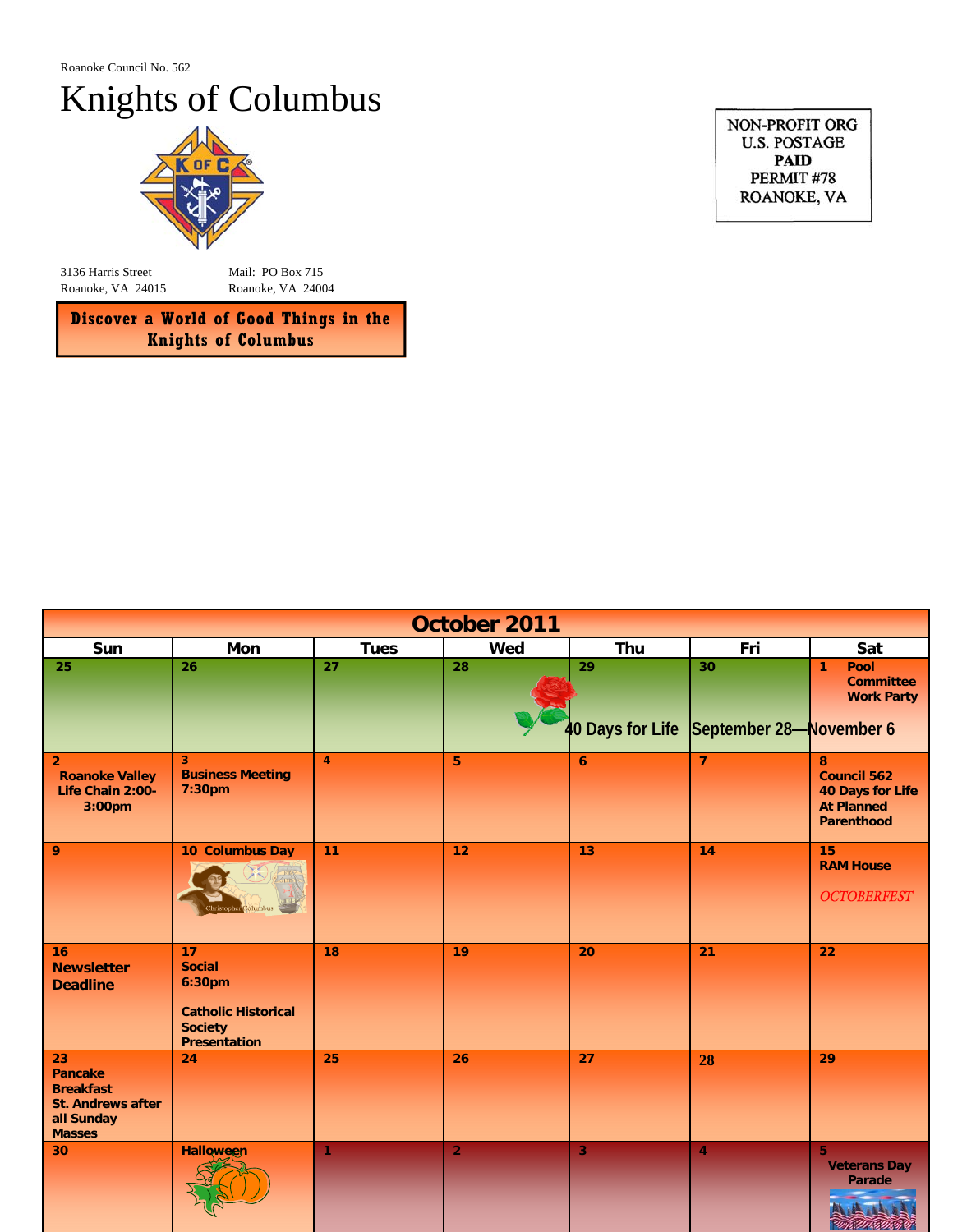Roanoke Council No. 562

# Knights of Columbus

3136 Harris Street
Roanoke, VA 24015

Mail: PO Box 715
Roanoke, VA 24004

**Discover a World of Good Things in the Knights of Columbus**

NON-PROFIT ORG
U.S. POSTAGE
**PAID**
PERMIT #78
ROANOKE, VA

## October 2011

| Sun | Mon | Tues | Wed | Thu | Fri | Sat |
|---|---|---|---|---|---|---|
| 25 | 26 | 27 | 28 | 29 40 Days for Life | 30 September 28—November 6 | 1 **Pool Committee Work Party** |
| 2 **Roanoke Valley Life Chain 2:00-3:00pm** | 3 **Business Meeting 7:30pm** | 4 | 5 | 6 | 7 | 8 **Council 562 40 Days for Life At Planned Parenthood** |
| 9 | 10 **Columbus Day** | 11 | 12 | 13 | 14 | 15 **RAM House** *OCTOBERFEST* |
| 16 **Newsletter Deadline** | 17 **Social 6:30pm** **Catholic Historical Society Presentation** | 18 | 19 | 20 | 21 | 22 |
| 23 **Pancake Breakfast St. Andrews after all Sunday Masses** | 24 | 25 | 26 | 27 | 28 | 29 |
| 30 | **Halloween** | 1 | 2 | 3 | 4 | 5 **Veterans Day Parade** |